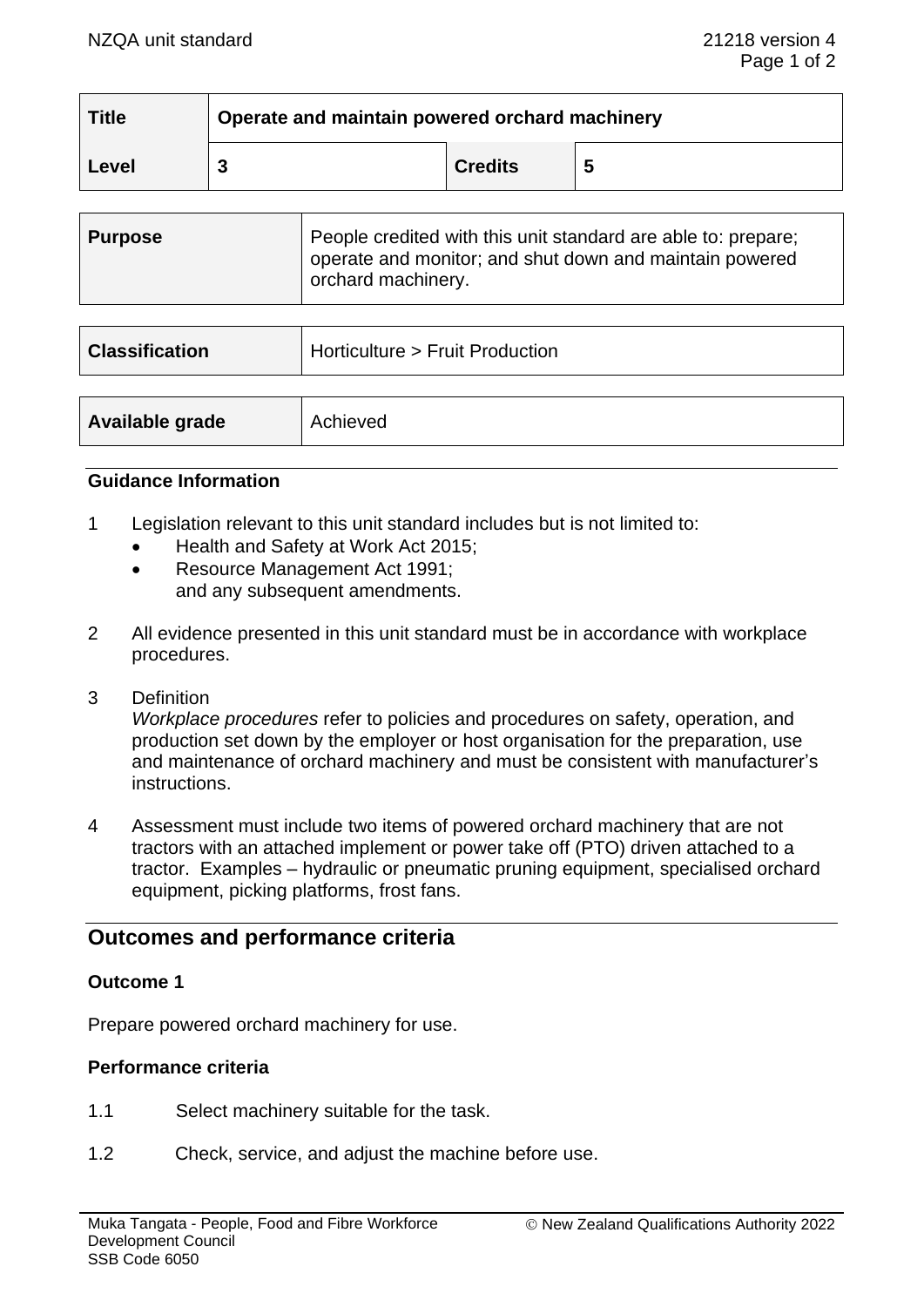| Title | Operate and maintain powered orchard machinery | | |
|---|---|---|---|
| Level | 3 | Credits | 5 |

| Purpose | People credited with this unit standard are able to: prepare; operate and monitor; and shut down and maintain powered orchard machinery. |
|---|---|

| Classification | Horticulture > Fruit Production |
|---|---|

| Available grade | Achieved |
|---|---|

### Guidance Information

1 Legislation relevant to this unit standard includes but is not limited to:
   - Health and Safety at Work Act 2015;
   - Resource Management Act 1991;

   and any subsequent amendments.

2 All evidence presented in this unit standard must be in accordance with workplace procedures.

3 Definition

   *Workplace procedures* refer to policies and procedures on safety, operation, and production set down by the employer or host organisation for the preparation, use and maintenance of orchard machinery and must be consistent with manufacturer's instructions.

4 Assessment must include two items of powered orchard machinery that are not tractors with an attached implement or power take off (PTO) driven attached to a tractor. Examples – hydraulic or pneumatic pruning equipment, specialised orchard equipment, picking platforms, frost fans.

## Outcomes and performance criteria

### Outcome 1

Prepare powered orchard machinery for use.

### Performance criteria

1.1 Select machinery suitable for the task.

1.2 Check, service, and adjust the machine before use.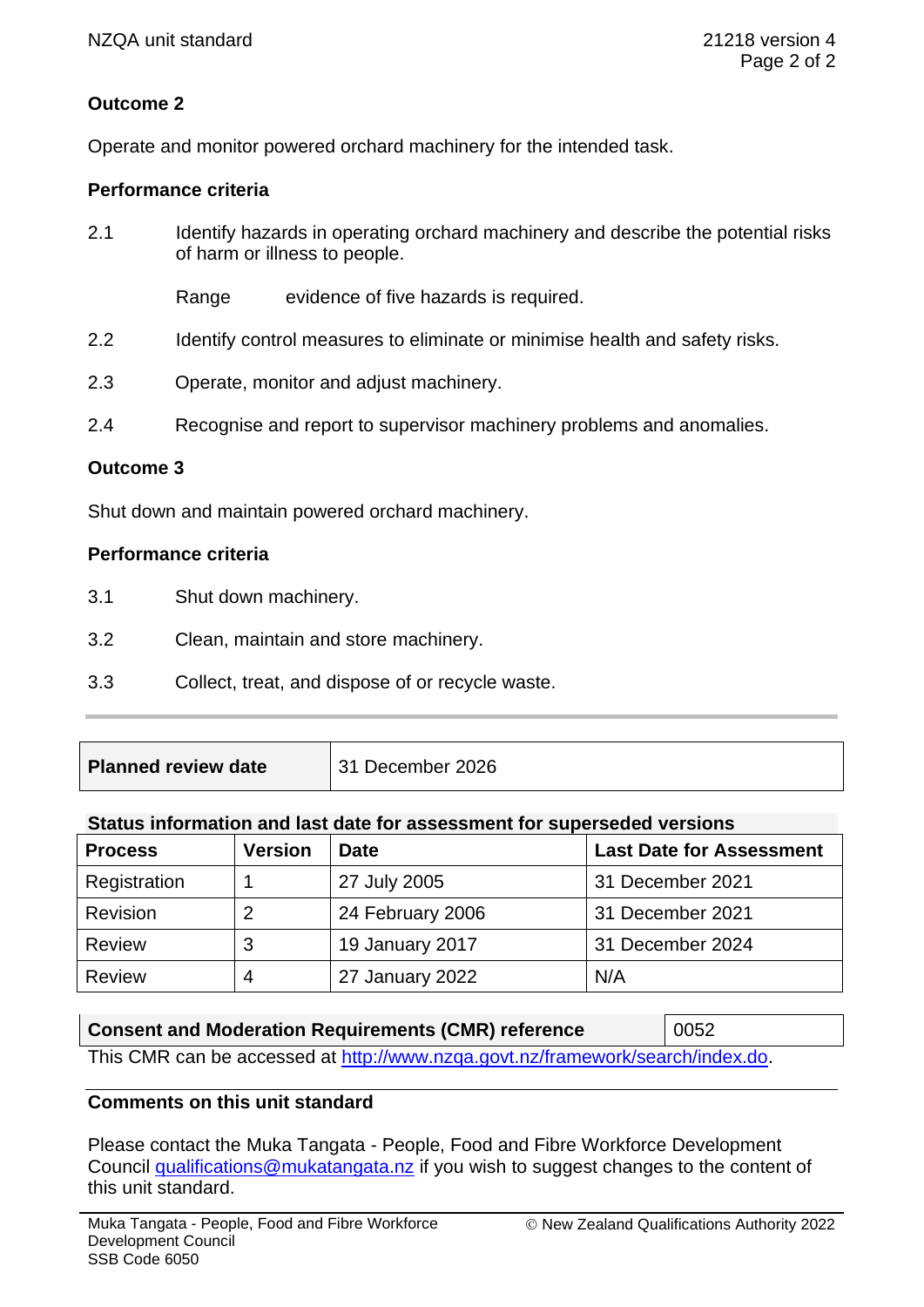**Outcome 2**

Operate and monitor powered orchard machinery for the intended task.

**Performance criteria**

2.1 Identify hazards in operating orchard machinery and describe the potential risks of harm or illness to people.

Range evidence of five hazards is required.

2.2 Identify control measures to eliminate or minimise health and safety risks.

2.3 Operate, monitor and adjust machinery.

2.4 Recognise and report to supervisor machinery problems and anomalies.

**Outcome 3**

Shut down and maintain powered orchard machinery.

**Performance criteria**

3.1 Shut down machinery.

3.2 Clean, maintain and store machinery.

3.3 Collect, treat, and dispose of or recycle waste.

| | |
|---|---|
| **Planned review date** | 31 December 2026 |

**Status information and last date for assessment for superseded versions**

| Process | Version | Date | Last Date for Assessment |
|---|---|---|---|
| Registration | 1 | 27 July 2005 | 31 December 2021 |
| Revision | 2 | 24 February 2006 | 31 December 2021 |
| Review | 3 | 19 January 2017 | 31 December 2024 |
| Review | 4 | 27 January 2022 | N/A |

| | |
|---|---|
| **Consent and Moderation Requirements (CMR) reference** | 0052 |

This CMR can be accessed at http://www.nzqa.govt.nz/framework/search/index.do.

**Comments on this unit standard**

Please contact the Muka Tangata - People, Food and Fibre Workforce Development Council qualifications@mukatangata.nz if you wish to suggest changes to the content of this unit standard.